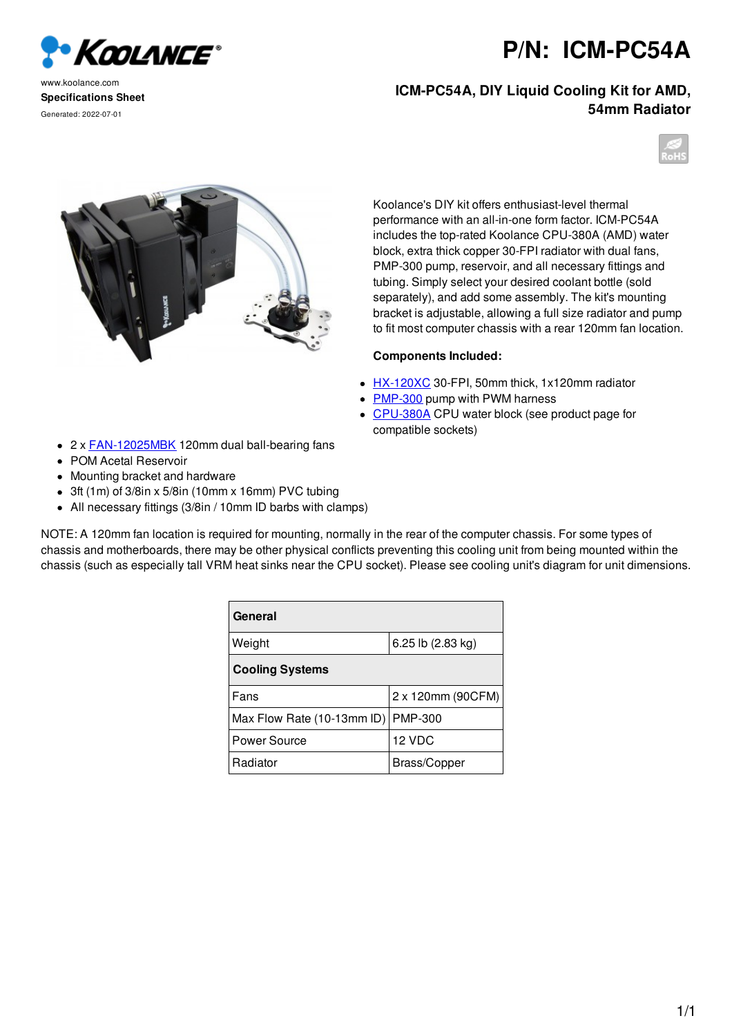# P/N: ICM-PC54A

www.koolance.com
**Specifications Sheet**
Generated: 2022-07-01

## ICM-PC54A, DIY Liquid Cooling Kit for AMD, 54mm Radiator

Koolance's DIY kit offers enthusiast-level thermal performance with an all-in-one form factor. ICM-PC54A includes the top-rated Koolance CPU-380A (AMD) water block, extra thick copper 30-FPI radiator with dual fans, PMP-300 pump, reservoir, and all necessary fittings and tubing. Simply select your desired coolant bottle (sold separately), and add some assembly. The kit's mounting bracket is adjustable, allowing a full size radiator and pump to fit most computer chassis with a rear 120mm fan location.

**Components Included:**

- HX-120XC 30-FPI, 50mm thick, 1x120mm radiator
- PMP-300 pump with PWM harness
- CPU-380A CPU water block (see product page for compatible sockets)
- 2 x FAN-12025MBK 120mm dual ball-bearing fans
- POM Acetal Reservoir
- Mounting bracket and hardware
- 3ft (1m) of 3/8in x 5/8in (10mm x 16mm) PVC tubing
- All necessary fittings (3/8in / 10mm ID barbs with clamps)

NOTE: A 120mm fan location is required for mounting, normally in the rear of the computer chassis. For some types of chassis and motherboards, there may be other physical conflicts preventing this cooling unit from being mounted within the chassis (such as especially tall VRM heat sinks near the CPU socket). Please see cooling unit's diagram for unit dimensions.

| **General** | |
|---|---|
| Weight | 6.25 lb (2.83 kg) |
| **Cooling Systems** | |
| Fans | 2 x 120mm (90CFM) |
| Max Flow Rate (10-13mm ID) | PMP-300 |
| Power Source | 12 VDC |
| Radiator | Brass/Copper |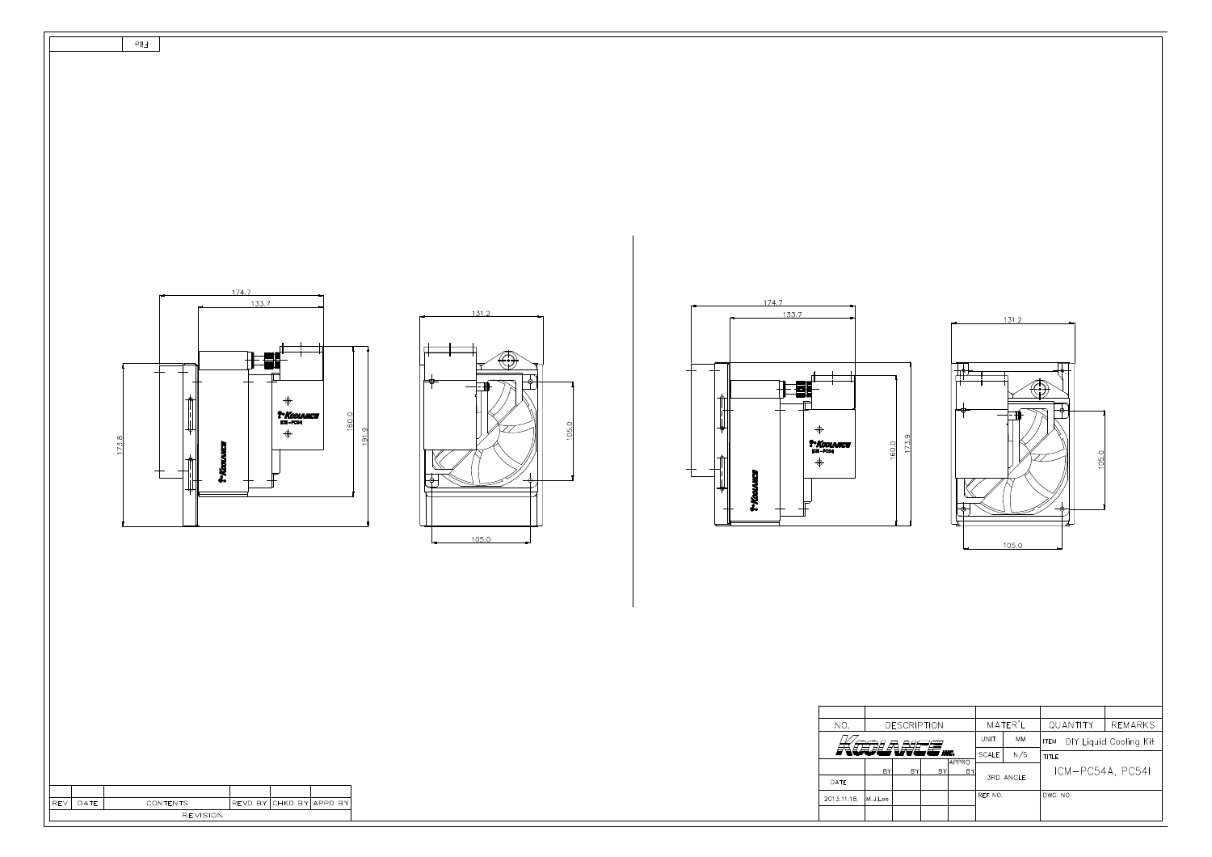File

174.7
133.7
173.8
160.0
191.9
KOOLANCE
ICM-PC54

131.2
105.0
105.0

174.7
133.7
160.0
173.9
KOOLANCE
ICM-PC54

131.2
105.0
105.0

| REV | DATE | CONTENTS | REVD BY | CHKD BY | APPD BY |
|---|---|---|---|---|---|
| REVISION | | | | | |

| NO. | DESCRIPTION | | | | MATER'L | | QUANTITY | REMARKS |
|---|---|---|---|---|---|---|---|---|
| KOOLANCE INC. | | | | | UNIT | MM | ITEM DIY Liquid Cooling Kit | |
| | | | | | SCALE | N/S | TITLE | |
| | BY | BY | BY | APPRO BY | 3RD ANGLE | | ICM-PC54A, PC54I | |
| DATE | | | | | | | | |
| 2013.11.18. | M.J.Lee | | | | REF NO. | | DWG. NO. | |